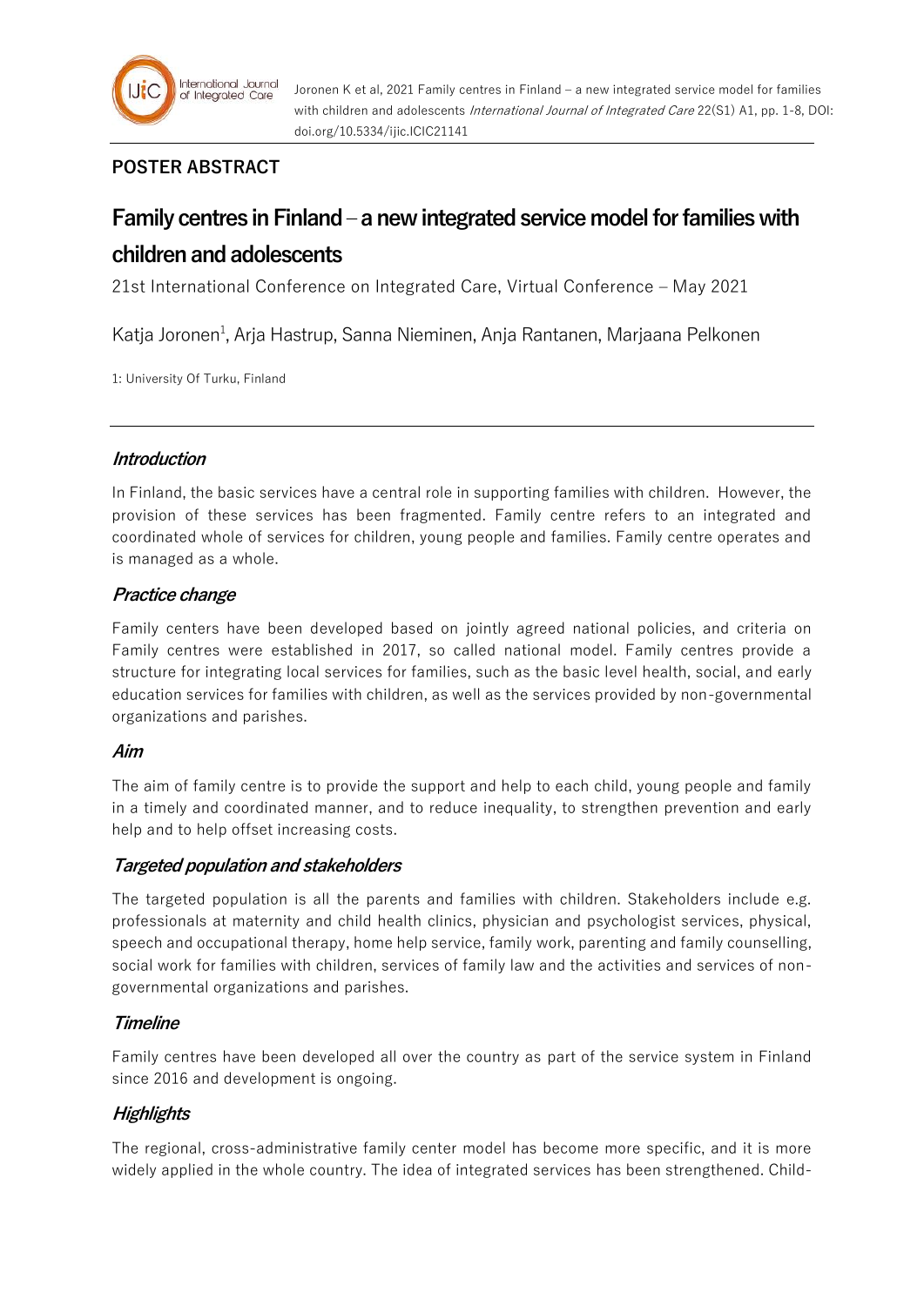**POSTER ABSTRACT**

# Family centres in Finland – a new integrated service model for families with children and adolescents

21st International Conference on Integrated Care, Virtual Conference – May 2021

Katja Joronen[1], Arja Hastrup, Sanna Nieminen, Anja Rantanen, Marjaana Pelkonen

1: University Of Turku, Finland

## *Introduction*

In Finland, the basic services have a central role in supporting families with children. However, the provision of these services has been fragmented. Family centre refers to an integrated and coordinated whole of services for children, young people and families. Family centre operates and is managed as a whole.

## *Practice change*

Family centers have been developed based on jointly agreed national policies, and criteria on Family centres were established in 2017, so called national model. Family centres provide a structure for integrating local services for families, such as the basic level health, social, and early education services for families with children, as well as the services provided by non-governmental organizations and parishes.

## *Aim*

The aim of family centre is to provide the support and help to each child, young people and family in a timely and coordinated manner, and to reduce inequality, to strengthen prevention and early help and to help offset increasing costs.

## *Targeted population and stakeholders*

The targeted population is all the parents and families with children. Stakeholders include e.g. professionals at maternity and child health clinics, physician and psychologist services, physical, speech and occupational therapy, home help service, family work, parenting and family counselling, social work for families with children, services of family law and the activities and services of non-governmental organizations and parishes.

## *Timeline*

Family centres have been developed all over the country as part of the service system in Finland since 2016 and development is ongoing.

## *Highlights*

The regional, cross-administrative family center model has become more specific, and it is more widely applied in the whole country. The idea of integrated services has been strengthened. Child-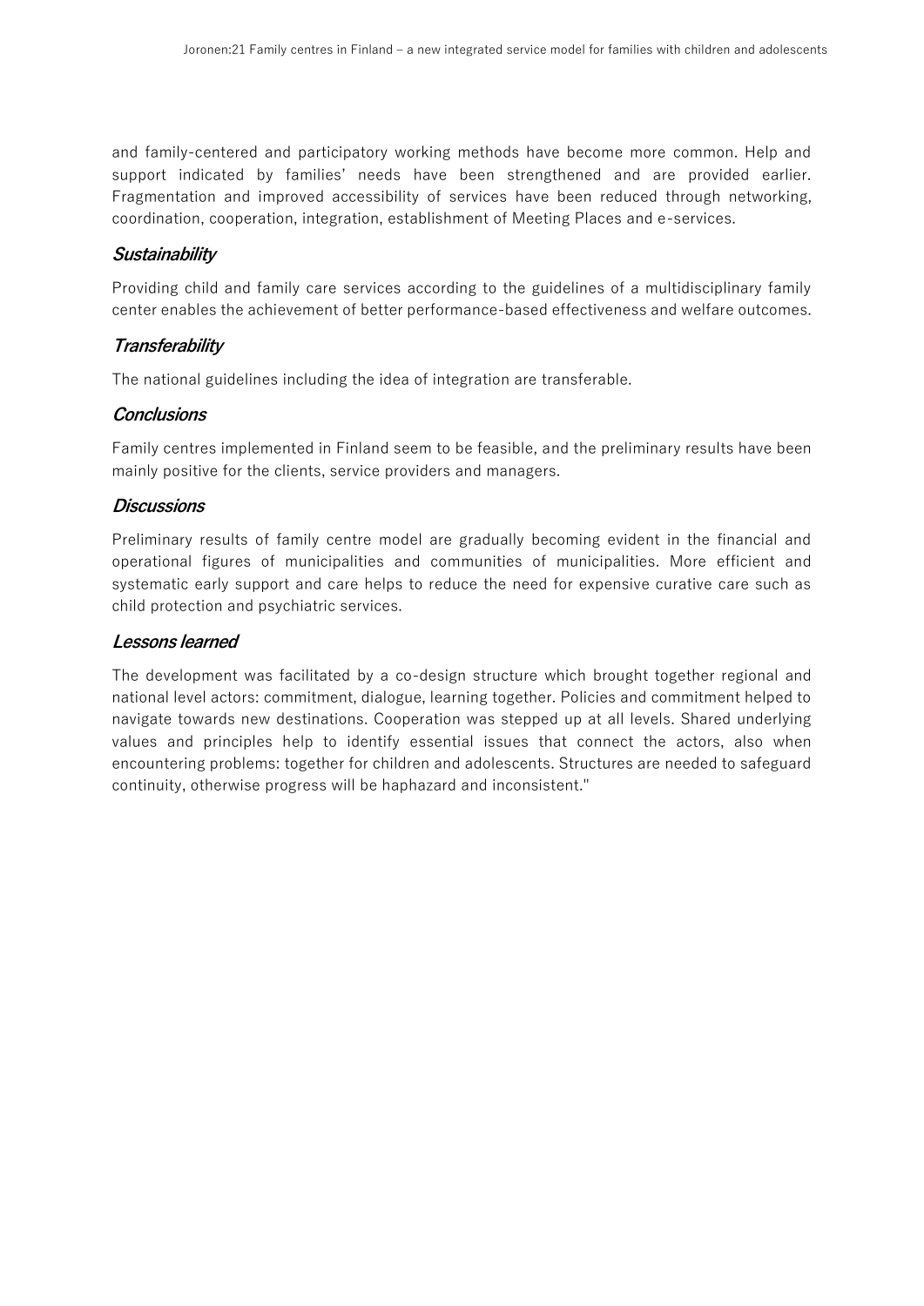and family-centered and participatory working methods have become more common. Help and support indicated by families' needs have been strengthened and are provided earlier. Fragmentation and improved accessibility of services have been reduced through networking, coordination, cooperation, integration, establishment of Meeting Places and e-services.

### *Sustainability*

Providing child and family care services according to the guidelines of a multidisciplinary family center enables the achievement of better performance-based effectiveness and welfare outcomes.

### *Transferability*

The national guidelines including the idea of integration are transferable.

### *Conclusions*

Family centres implemented in Finland seem to be feasible, and the preliminary results have been mainly positive for the clients, service providers and managers.

### *Discussions*

Preliminary results of family centre model are gradually becoming evident in the financial and operational figures of municipalities and communities of municipalities. More efficient and systematic early support and care helps to reduce the need for expensive curative care such as child protection and psychiatric services.

### *Lessons learned*

The development was facilitated by a co-design structure which brought together regional and national level actors: commitment, dialogue, learning together. Policies and commitment helped to navigate towards new destinations. Cooperation was stepped up at all levels. Shared underlying values and principles help to identify essential issues that connect the actors, also when encountering problems: together for children and adolescents. Structures are needed to safeguard continuity, otherwise progress will be haphazard and inconsistent."